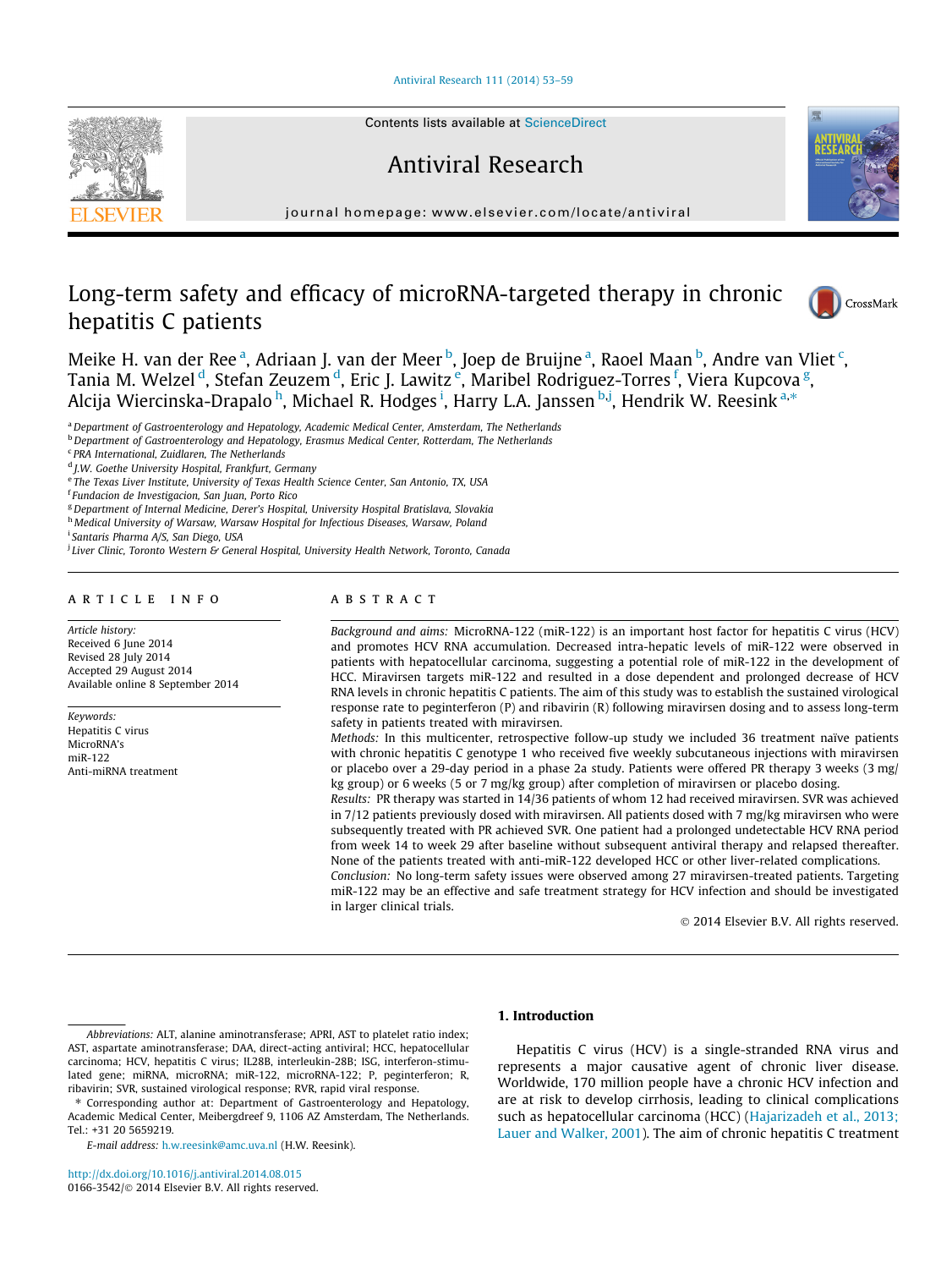# Long-term safety and efficacy of microRNA-targeted therapy in chronic hepatitis C patients

Meike H. van der Ree [a], Adriaan J. van der Meer [b], Joep de Bruijne [a], Raoel Maan [b], Andre van Vliet [c], Tania M. Welzel [d], Stefan Zeuzem [d], Eric J. Lawitz [e], Maribel Rodriguez-Torres [f], Viera Kupcova [g], Alcija Wiercinska-Drapalo [h], Michael R. Hodges [i], Harry L.A. Janssen [b,j], Hendrik W. Reesink [a,*]

[a] Department of Gastroenterology and Hepatology, Academic Medical Center, Amsterdam, The Netherlands
[b] Department of Gastroenterology and Hepatology, Erasmus Medical Center, Rotterdam, The Netherlands
[c] PRA International, Zuidlaren, The Netherlands
[d] J.W. Goethe University Hospital, Frankfurt, Germany
[e] The Texas Liver Institute, University of Texas Health Science Center, San Antonio, TX, USA
[f] Fundacion de Investigacion, San Juan, Porto Rico
[g] Department of Internal Medicine, Derer's Hospital, University Hospital Bratislava, Slovakia
[h] Medical University of Warsaw, Warsaw Hospital for Infectious Diseases, Warsaw, Poland
[i] Santaris Pharma A/S, San Diego, USA
[j] Liver Clinic, Toronto Western & General Hospital, University Health Network, Toronto, Canada

## ARTICLE INFO

*Article history:*
Received 6 June 2014
Revised 28 July 2014
Accepted 29 August 2014
Available online 8 September 2014

*Keywords:*
Hepatitis C virus
MicroRNA's
miR-122
Anti-miRNA treatment

## ABSTRACT

*Background and aims:* MicroRNA-122 (miR-122) is an important host factor for hepatitis C virus (HCV) and promotes HCV RNA accumulation. Decreased intra-hepatic levels of miR-122 were observed in patients with hepatocellular carcinoma, suggesting a potential role of miR-122 in the development of HCC. Miravirsen targets miR-122 and resulted in a dose dependent and prolonged decrease of HCV RNA levels in chronic hepatitis C patients. The aim of this study was to establish the sustained virological response rate to peginterferon (P) and ribavirin (R) following miravirsen dosing and to assess long-term safety in patients treated with miravirsen.

*Methods:* In this multicenter, retrospective follow-up study we included 36 treatment naïve patients with chronic hepatitis C genotype 1 who received five weekly subcutaneous injections with miravirsen or placebo over a 29-day period in a phase 2a study. Patients were offered PR therapy 3 weeks (3 mg/kg group) or 6 weeks (5 or 7 mg/kg group) after completion of miravirsen or placebo dosing.

*Results:* PR therapy was started in 14/36 patients of whom 12 had received miravirsen. SVR was achieved in 7/12 patients previously dosed with miravirsen. All patients dosed with 7 mg/kg miravirsen who were subsequently treated with PR achieved SVR. One patient had a prolonged undetectable HCV RNA period from week 14 to week 29 after baseline without subsequent antiviral therapy and relapsed thereafter. None of the patients treated with anti-miR-122 developed HCC or other liver-related complications.

*Conclusion:* No long-term safety issues were observed among 27 miravirsen-treated patients. Targeting miR-122 may be an effective and safe treatment strategy for HCV infection and should be investigated in larger clinical trials.

© 2014 Elsevier B.V. All rights reserved.

## 1. Introduction

Hepatitis C virus (HCV) is a single-stranded RNA virus and represents a major causative agent of chronic liver disease. Worldwide, 170 million people have a chronic HCV infection and are at risk to develop cirrhosis, leading to clinical complications such as hepatocellular carcinoma (HCC) (Hajarizadeh et al., 2013; Lauer and Walker, 2001). The aim of chronic hepatitis C treatment

---

*Abbreviations:* ALT, alanine aminotransferase; APRI, AST to platelet ratio index; AST, aspartate aminotransferase; DAA, direct-acting antiviral; HCC, hepatocellular carcinoma; HCV, hepatitis C virus; IL28B, interleukin-28B; ISG, interferon-stimulated gene; miRNA, microRNA; miR-122, microRNA-122; P, peginterferon; R, ribavirin; SVR, sustained virological response; RVR, rapid viral response.

* Corresponding author at: Department of Gastroenterology and Hepatology, Academic Medical Center, Meibergdreef 9, 1106 AZ Amsterdam, The Netherlands. Tel.: +31 20 5659219.

*E-mail address:* h.w.reesink@amc.uva.nl (H.W. Reesink).

http://dx.doi.org/10.1016/j.antiviral.2014.08.015
0166-3542/© 2014 Elsevier B.V. All rights reserved.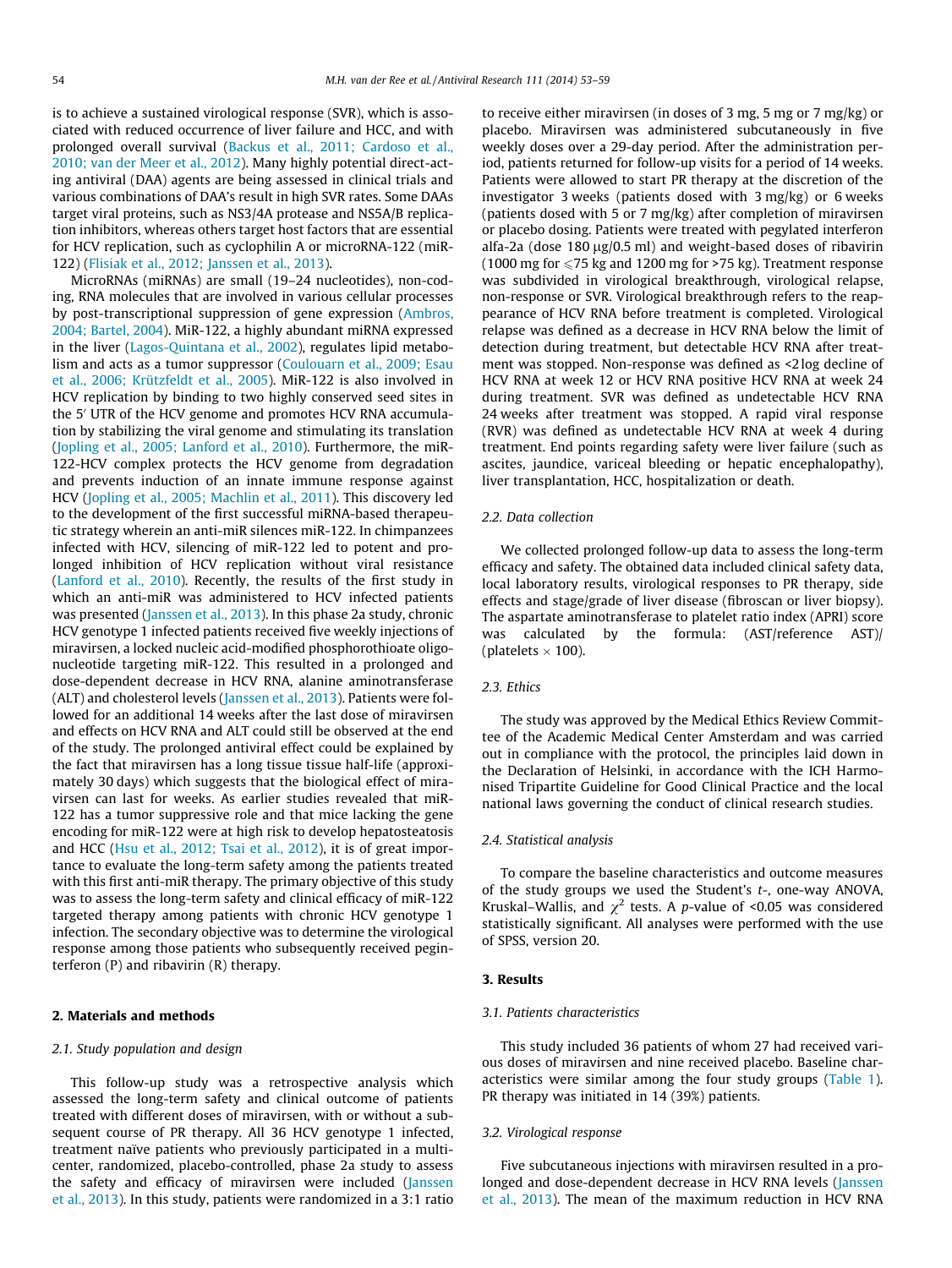is to achieve a sustained virological response (SVR), which is associated with reduced occurrence of liver failure and HCC, and with prolonged overall survival (Backus et al., 2011; Cardoso et al., 2010; van der Meer et al., 2012). Many highly potential direct-acting antiviral (DAA) agents are being assessed in clinical trials and various combinations of DAA's result in high SVR rates. Some DAAs target viral proteins, such as NS3/4A protease and NS5A/B replication inhibitors, whereas others target host factors that are essential for HCV replication, such as cyclophilin A or microRNA-122 (miR-122) (Flisiak et al., 2012; Janssen et al., 2013).

MicroRNAs (miRNAs) are small (19–24 nucleotides), non-coding, RNA molecules that are involved in various cellular processes by post-transcriptional suppression of gene expression (Ambros, 2004; Bartel, 2004). MiR-122, a highly abundant miRNA expressed in the liver (Lagos-Quintana et al., 2002), regulates lipid metabolism and acts as a tumor suppressor (Coulouarn et al., 2009; Esau et al., 2006; Krützfeldt et al., 2005). MiR-122 is also involved in HCV replication by binding to two highly conserved seed sites in the 5′ UTR of the HCV genome and promotes HCV RNA accumulation by stabilizing the viral genome and stimulating its translation (Jopling et al., 2005; Lanford et al., 2010). Furthermore, the miR-122-HCV complex protects the HCV genome from degradation and prevents induction of an innate immune response against HCV (Jopling et al., 2005; Machlin et al., 2011). This discovery led to the development of the first successful miRNA-based therapeutic strategy wherein an anti-miR silences miR-122. In chimpanzees infected with HCV, silencing of miR-122 led to potent and prolonged inhibition of HCV replication without viral resistance (Lanford et al., 2010). Recently, the results of the first study in which an anti-miR was administered to HCV infected patients was presented (Janssen et al., 2013). In this phase 2a study, chronic HCV genotype 1 infected patients received five weekly injections of miravirsen, a locked nucleic acid-modified phosphorothioate oligonucleotide targeting miR-122. This resulted in a prolonged and dose-dependent decrease in HCV RNA, alanine aminotransferase (ALT) and cholesterol levels (Janssen et al., 2013). Patients were followed for an additional 14 weeks after the last dose of miravirsen and effects on HCV RNA and ALT could still be observed at the end of the study. The prolonged antiviral effect could be explained by the fact that miravirsen has a long tissue tissue half-life (approximately 30 days) which suggests that the biological effect of miravirsen can last for weeks. As earlier studies revealed that miR-122 has a tumor suppressive role and that mice lacking the gene encoding for miR-122 were at high risk to develop hepatosteatosis and HCC (Hsu et al., 2012; Tsai et al., 2012), it is of great importance to evaluate the long-term safety among the patients treated with this first anti-miR therapy. The primary objective of this study was to assess the long-term safety and clinical efficacy of miR-122 targeted therapy among patients with chronic HCV genotype 1 infection. The secondary objective was to determine the virological response among those patients who subsequently received peginterferon (P) and ribavirin (R) therapy.

## 2. Materials and methods

### 2.1. Study population and design

This follow-up study was a retrospective analysis which assessed the long-term safety and clinical outcome of patients treated with different doses of miravirsen, with or without a subsequent course of PR therapy. All 36 HCV genotype 1 infected, treatment naïve patients who previously participated in a multicenter, randomized, placebo-controlled, phase 2a study to assess the safety and efficacy of miravirsen were included (Janssen et al., 2013). In this study, patients were randomized in a 3:1 ratio to receive either miravirsen (in doses of 3 mg, 5 mg or 7 mg/kg) or placebo. Miravirsen was administered subcutaneously in five weekly doses over a 29-day period. After the administration period, patients returned for follow-up visits for a period of 14 weeks. Patients were allowed to start PR therapy at the discretion of the investigator 3 weeks (patients dosed with 3 mg/kg) or 6 weeks (patients dosed with 5 or 7 mg/kg) after completion of miravirsen or placebo dosing. Patients were treated with pegylated interferon alfa-2a (dose 180 μg/0.5 ml) and weight-based doses of ribavirin (1000 mg for ⩽75 kg and 1200 mg for >75 kg). Treatment response was subdivided in virological breakthrough, virological relapse, non-response or SVR. Virological breakthrough refers to the reappearance of HCV RNA before treatment is completed. Virological relapse was defined as a decrease in HCV RNA below the limit of detection during treatment, but detectable HCV RNA after treatment was stopped. Non-response was defined as <2 log decline of HCV RNA at week 12 or HCV RNA positive HCV RNA at week 24 during treatment. SVR was defined as undetectable HCV RNA 24 weeks after treatment was stopped. A rapid viral response (RVR) was defined as undetectable HCV RNA at week 4 during treatment. End points regarding safety were liver failure (such as ascites, jaundice, variceal bleeding or hepatic encephalopathy), liver transplantation, HCC, hospitalization or death.

### 2.2. Data collection

We collected prolonged follow-up data to assess the long-term efficacy and safety. The obtained data included clinical safety data, local laboratory results, virological responses to PR therapy, side effects and stage/grade of liver disease (fibroscan or liver biopsy). The aspartate aminotransferase to platelet ratio index (APRI) score was calculated by the formula: (AST/reference AST)/(platelets × 100).

### 2.3. Ethics

The study was approved by the Medical Ethics Review Committee of the Academic Medical Center Amsterdam and was carried out in compliance with the protocol, the principles laid down in the Declaration of Helsinki, in accordance with the ICH Harmonised Tripartite Guideline for Good Clinical Practice and the local national laws governing the conduct of clinical research studies.

### 2.4. Statistical analysis

To compare the baseline characteristics and outcome measures of the study groups we used the Student's *t*-, one-way ANOVA, Kruskal–Wallis, and $\chi^2$ tests. A *p*-value of <0.05 was considered statistically significant. All analyses were performed with the use of SPSS, version 20.

## 3. Results

### 3.1. Patients characteristics

This study included 36 patients of whom 27 had received various doses of miravirsen and nine received placebo. Baseline characteristics were similar among the four study groups (Table 1). PR therapy was initiated in 14 (39%) patients.

### 3.2. Virological response

Five subcutaneous injections with miravirsen resulted in a prolonged and dose-dependent decrease in HCV RNA levels (Janssen et al., 2013). The mean of the maximum reduction in HCV RNA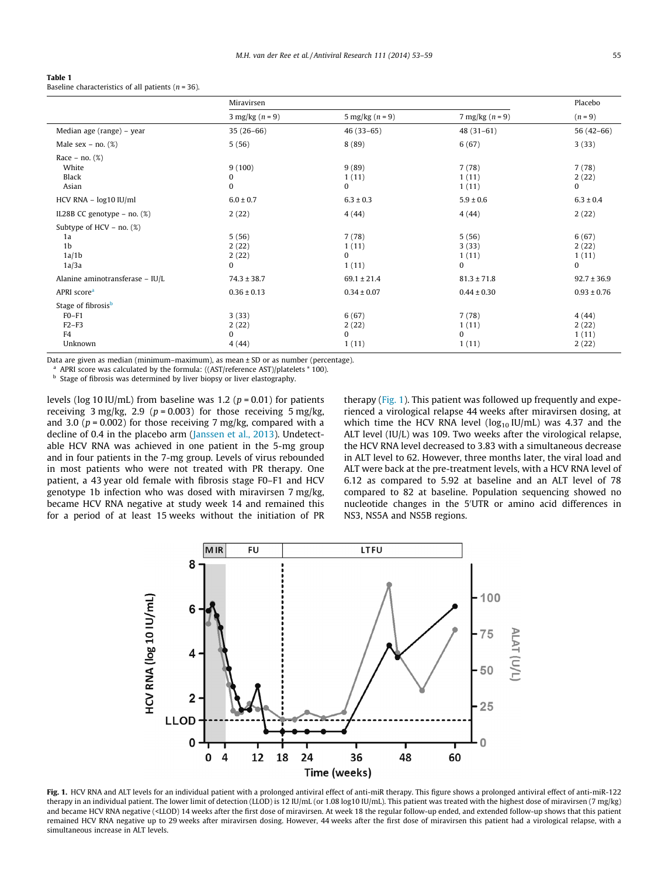**Table 1**
Baseline characteristics of all patients ($n = 36$).

| | Miravirsen | | | Placebo |
|---|---|---|---|---|
| | 3 mg/kg ($n = 9$) | 5 mg/kg ($n = 9$) | 7 mg/kg ($n = 9$) | ($n = 9$) |
| Median age (range) – year | 35 (26–66) | 46 (33–65) | 48 (31–61) | 56 (42–66) |
| Male sex – no. (%) | 5 (56) | 8 (89) | 6 (67) | 3 (33) |
| Race – no. (%) | | | | |
| White | 9 (100) | 9 (89) | 7 (78) | 7 (78) |
| Black | 0 | 1 (11) | 1 (11) | 2 (22) |
| Asian | 0 | 0 | 1 (11) | 0 |
| HCV RNA – log10 IU/ml | 6.0 ± 0.7 | 6.3 ± 0.3 | 5.9 ± 0.6 | 6.3 ± 0.4 |
| IL28B CC genotype – no. (%) | 2 (22) | 4 (44) | 4 (44) | 2 (22) |
| Subtype of HCV – no. (%) | | | | |
| 1a | 5 (56) | 7 (78) | 5 (56) | 6 (67) |
| 1b | 2 (22) | 1 (11) | 3 (33) | 2 (22) |
| 1a/1b | 2 (22) | 0 | 1 (11) | 1 (11) |
| 1a/3a | 0 | 1 (11) | 0 | 0 |
| Alanine aminotransferase – IU/L | 74.3 ± 38.7 | 69.1 ± 21.4 | 81.3 ± 71.8 | 92.7 ± 36.9 |
| APRI score[a] | 0.36 ± 0.13 | 0.34 ± 0.07 | 0.44 ± 0.30 | 0.93 ± 0.76 |
| Stage of fibrosis[b] | | | | |
| F0–F1 | 3 (33) | 6 (67) | 7 (78) | 4 (44) |
| F2–F3 | 2 (22) | 2 (22) | 1 (11) | 2 (22) |
| F4 | 0 | 0 | 0 | 1 (11) |
| Unknown | 4 (44) | 1 (11) | 1 (11) | 2 (22) |

Data are given as median (minimum–maximum), as mean ± SD or as number (percentage).
[a] APRI score was calculated by the formula: ((AST/reference AST)/platelets * 100).
[b] Stage of fibrosis was determined by liver biopsy or liver elastography.

levels (log 10 IU/mL) from baseline was 1.2 ($p = 0.01$) for patients receiving 3 mg/kg, 2.9 ($p = 0.003$) for those receiving 5 mg/kg, and 3.0 ($p = 0.002$) for those receiving 7 mg/kg, compared with a decline of 0.4 in the placebo arm (Janssen et al., 2013). Undetectable HCV RNA was achieved in one patient in the 5-mg group and in four patients in the 7-mg group. Levels of virus rebounded in most patients who were not treated with PR therapy. One patient, a 43 year old female with fibrosis stage F0–F1 and HCV genotype 1b infection who was dosed with miravirsen 7 mg/kg, became HCV RNA negative at study week 14 and remained this for a period of at least 15 weeks without the initiation of PR therapy (Fig. 1). This patient was followed up frequently and experienced a virological relapse 44 weeks after miravirsen dosing, at which time the HCV RNA level ($\log_{10}$ IU/mL) was 4.37 and the ALT level (IU/L) was 109. Two weeks after the virological relapse, the HCV RNA level decreased to 3.83 with a simultaneous decrease in ALT level to 62. However, three months later, the viral load and ALT were back at the pre-treatment levels, with a HCV RNA level of 6.12 as compared to 5.92 at baseline and an ALT level of 78 compared to 82 at baseline. Population sequencing showed no nucleotide changes in the 5′UTR or amino acid differences in NS3, NS5A and NS5B regions.

MIR
FU
LTFU
HCV RNA (log 10 IU/mL)
ALAT (U/L)
8
6
4
2
LLOD
0
100
75
50
25
0
0 4 12 18 24 36 48 60
Time (weeks)

**Fig. 1.** HCV RNA and ALT levels for an individual patient with a prolonged antiviral effect of anti-miR therapy. This figure shows a prolonged antiviral effect of anti-miR-122 therapy in an individual patient. The lower limit of detection (LLOD) is 12 IU/mL (or 1.08 log10 IU/mL). This patient was treated with the highest dose of miravirsen (7 mg/kg) and became HCV RNA negative (<LLOD) 14 weeks after the first dose of miravirsen. At week 18 the regular follow-up ended, and extended follow-up shows that this patient remained HCV RNA negative up to 29 weeks after miravirsen dosing. However, 44 weeks after the first dose of miravirsen this patient had a virological relapse, with a simultaneous increase in ALT levels.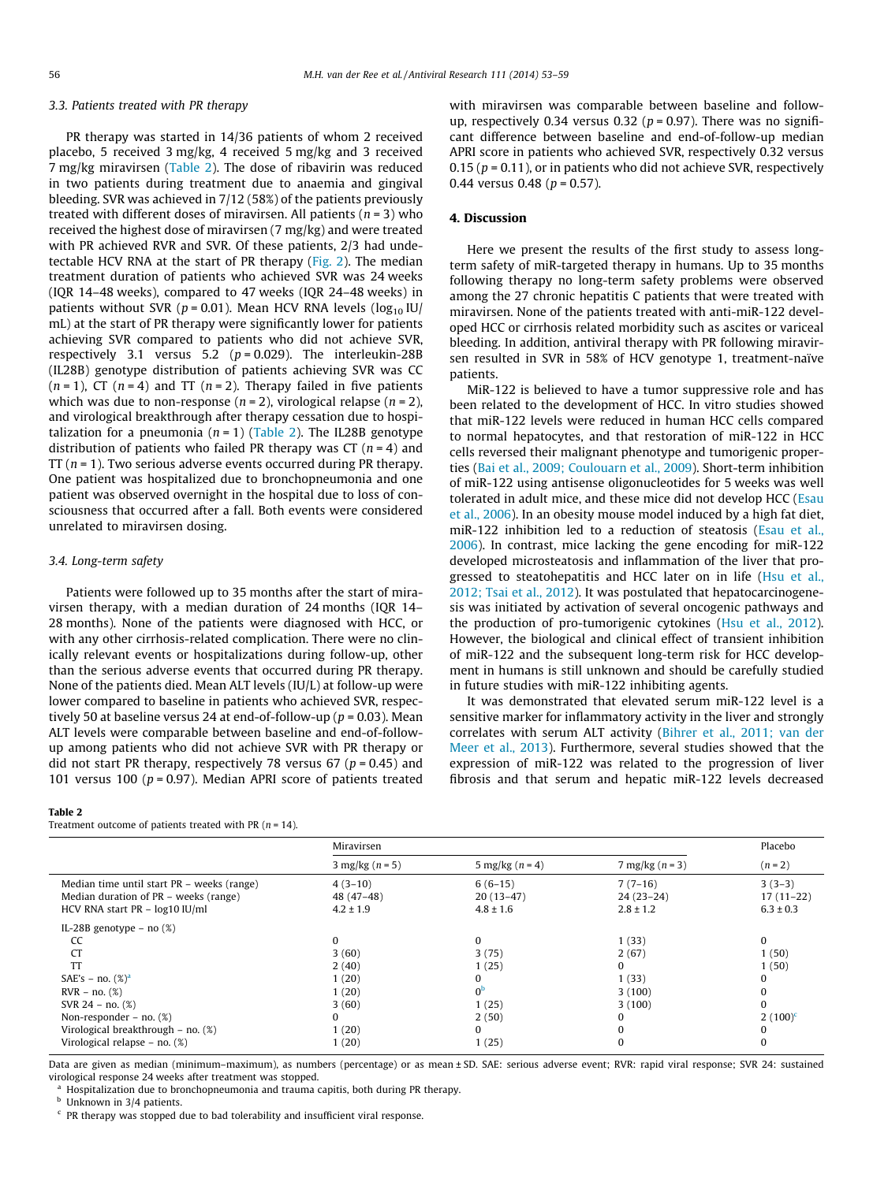### 3.3. Patients treated with PR therapy

PR therapy was started in 14/36 patients of whom 2 received placebo, 5 received 3 mg/kg, 4 received 5 mg/kg and 3 received 7 mg/kg miravirsen (Table 2). The dose of ribavirin was reduced in two patients during treatment due to anaemia and gingival bleeding. SVR was achieved in 7/12 (58%) of the patients previously treated with different doses of miravirsen. All patients ($n = 3$) who received the highest dose of miravirsen (7 mg/kg) and were treated with PR achieved RVR and SVR. Of these patients, 2/3 had undetectable HCV RNA at the start of PR therapy (Fig. 2). The median treatment duration of patients who achieved SVR was 24 weeks (IQR 14–48 weeks), compared to 47 weeks (IQR 24–48 weeks) in patients without SVR ($p = 0.01$). Mean HCV RNA levels ($\log_{10}$ IU/mL) at the start of PR therapy were significantly lower for patients achieving SVR compared to patients who did not achieve SVR, respectively 3.1 versus 5.2 ($p = 0.029$). The interleukin-28B (IL28B) genotype distribution of patients achieving SVR was CC ($n = 1$), CT ($n = 4$) and TT ($n = 2$). Therapy failed in five patients which was due to non-response ($n = 2$), virological relapse ($n = 2$), and virological breakthrough after therapy cessation due to hospitalization for a pneumonia ($n = 1$) (Table 2). The IL28B genotype distribution of patients who failed PR therapy was CT ($n = 4$) and TT ($n = 1$). Two serious adverse events occurred during PR therapy. One patient was hospitalized due to bronchopneumonia and one patient was observed overnight in the hospital due to loss of consciousness that occurred after a fall. Both events were considered unrelated to miravirsen dosing.

### 3.4. Long-term safety

Patients were followed up to 35 months after the start of miravirsen therapy, with a median duration of 24 months (IQR 14–28 months). None of the patients were diagnosed with HCC, or with any other cirrhosis-related complication. There were no clinically relevant events or hospitalizations during follow-up, other than the serious adverse events that occurred during PR therapy. None of the patients died. Mean ALT levels (IU/L) at follow-up were lower compared to baseline in patients who achieved SVR, respectively 50 at baseline versus 24 at end-of-follow-up ($p = 0.03$). Mean ALT levels were comparable between baseline and end-of-follow-up among patients who did not achieve SVR with PR therapy or did not start PR therapy, respectively 78 versus 67 ($p = 0.45$) and 101 versus 100 ($p = 0.97$). Median APRI score of patients treated with miravirsen was comparable between baseline and follow-up, respectively 0.34 versus 0.32 ($p = 0.97$). There was no significant difference between baseline and end-of-follow-up median APRI score in patients who achieved SVR, respectively 0.32 versus 0.15 ($p = 0.11$), or in patients who did not achieve SVR, respectively 0.44 versus 0.48 ($p = 0.57$).

## 4. Discussion

Here we present the results of the first study to assess long-term safety of miR-targeted therapy in humans. Up to 35 months following therapy no long-term safety problems were observed among the 27 chronic hepatitis C patients that were treated with miravirsen. None of the patients treated with anti-miR-122 developed HCC or cirrhosis related morbidity such as ascites or variceal bleeding. In addition, antiviral therapy with PR following miravirsen resulted in SVR in 58% of HCV genotype 1, treatment-naïve patients.

MiR-122 is believed to have a tumor suppressive role and has been related to the development of HCC. In vitro studies showed that miR-122 levels were reduced in human HCC cells compared to normal hepatocytes, and that restoration of miR-122 in HCC cells reversed their malignant phenotype and tumorigenic properties (Bai et al., 2009; Coulouarn et al., 2009). Short-term inhibition of miR-122 using antisense oligonucleotides for 5 weeks was well tolerated in adult mice, and these mice did not develop HCC (Esau et al., 2006). In an obesity mouse model induced by a high fat diet, miR-122 inhibition led to a reduction of steatosis (Esau et al., 2006). In contrast, mice lacking the gene encoding for miR-122 developed microsteatosis and inflammation of the liver that progressed to steatohepatitis and HCC later on in life (Hsu et al., 2012; Tsai et al., 2012). It was postulated that hepatocarcinogenesis was initiated by activation of several oncogenic pathways and the production of pro-tumorigenic cytokines (Hsu et al., 2012). However, the biological and clinical effect of transient inhibition of miR-122 and the subsequent long-term risk for HCC development in humans is still unknown and should be carefully studied in future studies with miR-122 inhibiting agents.

It was demonstrated that elevated serum miR-122 level is a sensitive marker for inflammatory activity in the liver and strongly correlates with serum ALT activity (Bihrer et al., 2011; van der Meer et al., 2013). Furthermore, several studies showed that the expression of miR-122 was related to the progression of liver fibrosis and that serum and hepatic miR-122 levels decreased

**Table 2**
Treatment outcome of patients treated with PR ($n = 14$).

| | Miravirsen | | | Placebo |
|---|---|---|---|---|
| | 3 mg/kg ($n = 5$) | 5 mg/kg ($n = 4$) | 7 mg/kg ($n = 3$) | ($n = 2$) |
| Median time until start PR – weeks (range) | 4 (3–10) | 6 (6–15) | 7 (7–16) | 3 (3–3) |
| Median duration of PR – weeks (range) | 48 (47–48) | 20 (13–47) | 24 (23–24) | 17 (11–22) |
| HCV RNA start PR – log10 IU/ml | 4.2 ± 1.9 | 4.8 ± 1.6 | 2.8 ± 1.2 | 6.3 ± 0.3 |
| IL-28B genotype – no (%) | | | | |
| CC | 0 | 0 | 1 (33) | 0 |
| CT | 3 (60) | 3 (75) | 2 (67) | 1 (50) |
| TT | 2 (40) | 1 (25) | 0 | 1 (50) |
| SAE's – no. (%)[a] | 1 (20) | 0 | 1 (33) | 0 |
| RVR – no. (%) | 1 (20) | 0[b] | 3 (100) | 0 |
| SVR 24 – no. (%) | 3 (60) | 1 (25) | 3 (100) | 0 |
| Non-responder – no. (%) | 0 | 2 (50) | 0 | 2 (100)[c] |
| Virological breakthrough – no. (%) | 1 (20) | 0 | 0 | 0 |
| Virological relapse – no. (%) | 1 (20) | 1 (25) | 0 | 0 |

Data are given as median (minimum–maximum), as numbers (percentage) or as mean ± SD. SAE: serious adverse event; RVR: rapid viral response; SVR 24: sustained virological response 24 weeks after treatment was stopped.

[a] Hospitalization due to bronchopneumonia and trauma capitis, both during PR therapy.

[b] Unknown in 3/4 patients.

[c] PR therapy was stopped due to bad tolerability and insufficient viral response.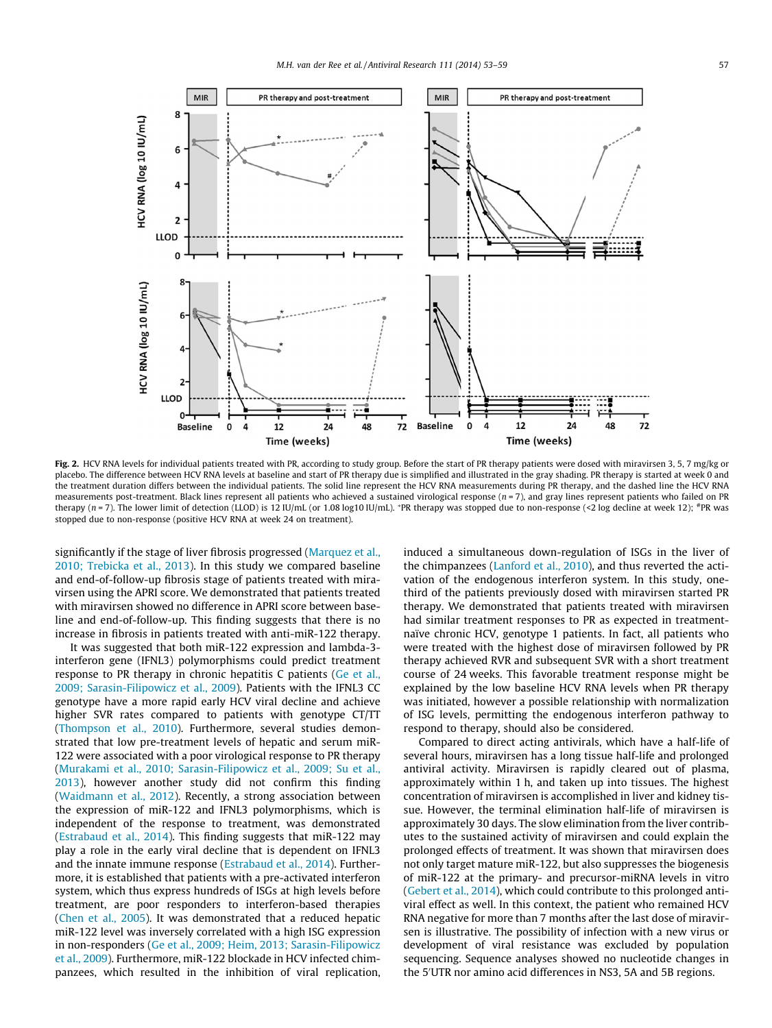MIR

PR therapy and post-treatment

MIR

PR therapy and post-treatment

HCV RNA (log 10 IU/mL)

8
6
4
2
LLOD
0

HCV RNA (log 10 IU/mL)

8
6
4
2
LLOD
0

Baseline 0 4 12 24 48 72

Time (weeks)

Baseline 0 4 12 24 48 72

Time (weeks)

Fig. 2. HCV RNA levels for individual patients treated with PR, according to study group. Before the start of PR therapy patients were dosed with miravirsen 3, 5, 7 mg/kg or placebo. The difference between HCV RNA levels at baseline and start of PR therapy due is simplified and illustrated in the gray shading. PR therapy is started at week 0 and the treatment duration differs between the individual patients. The solid line represent the HCV RNA measurements during PR therapy, and the dashed line the HCV RNA measurements post-treatment. Black lines represent all patients who achieved a sustained virological response ($n = 7$), and gray lines represent patients who failed on PR therapy ($n = 7$). The lower limit of detection (LLOD) is 12 IU/mL (or 1.08 log10 IU/mL). *PR therapy was stopped due to non-response (<2 log decline at week 12); #PR was stopped due to non-response (positive HCV RNA at week 24 on treatment).

significantly if the stage of liver fibrosis progressed (Marquez et al., 2010; Trebicka et al., 2013). In this study we compared baseline and end-of-follow-up fibrosis stage of patients treated with miravirsen using the APRI score. We demonstrated that patients treated with miravirsen showed no difference in APRI score between baseline and end-of-follow-up. This finding suggests that there is no increase in fibrosis in patients treated with anti-miR-122 therapy.

It was suggested that both miR-122 expression and lambda-3-interferon gene (IFNL3) polymorphisms could predict treatment response to PR therapy in chronic hepatitis C patients (Ge et al., 2009; Sarasin-Filipowicz et al., 2009). Patients with the IFNL3 CC genotype have a more rapid early HCV viral decline and achieve higher SVR rates compared to patients with genotype CT/TT (Thompson et al., 2010). Furthermore, several studies demonstrated that low pre-treatment levels of hepatic and serum miR-122 were associated with a poor virological response to PR therapy (Murakami et al., 2010; Sarasin-Filipowicz et al., 2009; Su et al., 2013), however another study did not confirm this finding (Waidmann et al., 2012). Recently, a strong association between the expression of miR-122 and IFNL3 polymorphisms, which is independent of the response to treatment, was demonstrated (Estrabaud et al., 2014). This finding suggests that miR-122 may play a role in the early viral decline that is dependent on IFNL3 and the innate immune response (Estrabaud et al., 2014). Furthermore, it is established that patients with a pre-activated interferon system, which thus express hundreds of ISGs at high levels before treatment, are poor responders to interferon-based therapies (Chen et al., 2005). It was demonstrated that a reduced hepatic miR-122 level was inversely correlated with a high ISG expression in non-responders (Ge et al., 2009; Heim, 2013; Sarasin-Filipowicz et al., 2009). Furthermore, miR-122 blockade in HCV infected chimpanzees, which resulted in the inhibition of viral replication, induced a simultaneous down-regulation of ISGs in the liver of the chimpanzees (Lanford et al., 2010), and thus reverted the activation of the endogenous interferon system. In this study, one-third of the patients previously dosed with miravirsen started PR therapy. We demonstrated that patients treated with miravirsen had similar treatment responses to PR as expected in treatment-naïve chronic HCV, genotype 1 patients. In fact, all patients who were treated with the highest dose of miravirsen followed by PR therapy achieved RVR and subsequent SVR with a short treatment course of 24 weeks. This favorable treatment response might be explained by the low baseline HCV RNA levels when PR therapy was initiated, however a possible relationship with normalization of ISG levels, permitting the endogenous interferon pathway to respond to therapy, should also be considered.

Compared to direct acting antivirals, which have a half-life of several hours, miravirsen has a long tissue half-life and prolonged antiviral activity. Miravirsen is rapidly cleared out of plasma, approximately within 1 h, and taken up into tissues. The highest concentration of miravirsen is accomplished in liver and kidney tissue. However, the terminal elimination half-life of miravirsen is approximately 30 days. The slow elimination from the liver contributes to the sustained activity of miravirsen and could explain the prolonged effects of treatment. It was shown that miravirsen does not only target mature miR-122, but also suppresses the biogenesis of miR-122 at the primary- and precursor-miRNA levels in vitro (Gebert et al., 2014), which could contribute to this prolonged antiviral effect as well. In this context, the patient who remained HCV RNA negative for more than 7 months after the last dose of miravirsen is illustrative. The possibility of infection with a new virus or development of viral resistance was excluded by population sequencing. Sequence analyses showed no nucleotide changes in the 5′UTR nor amino acid differences in NS3, 5A and 5B regions.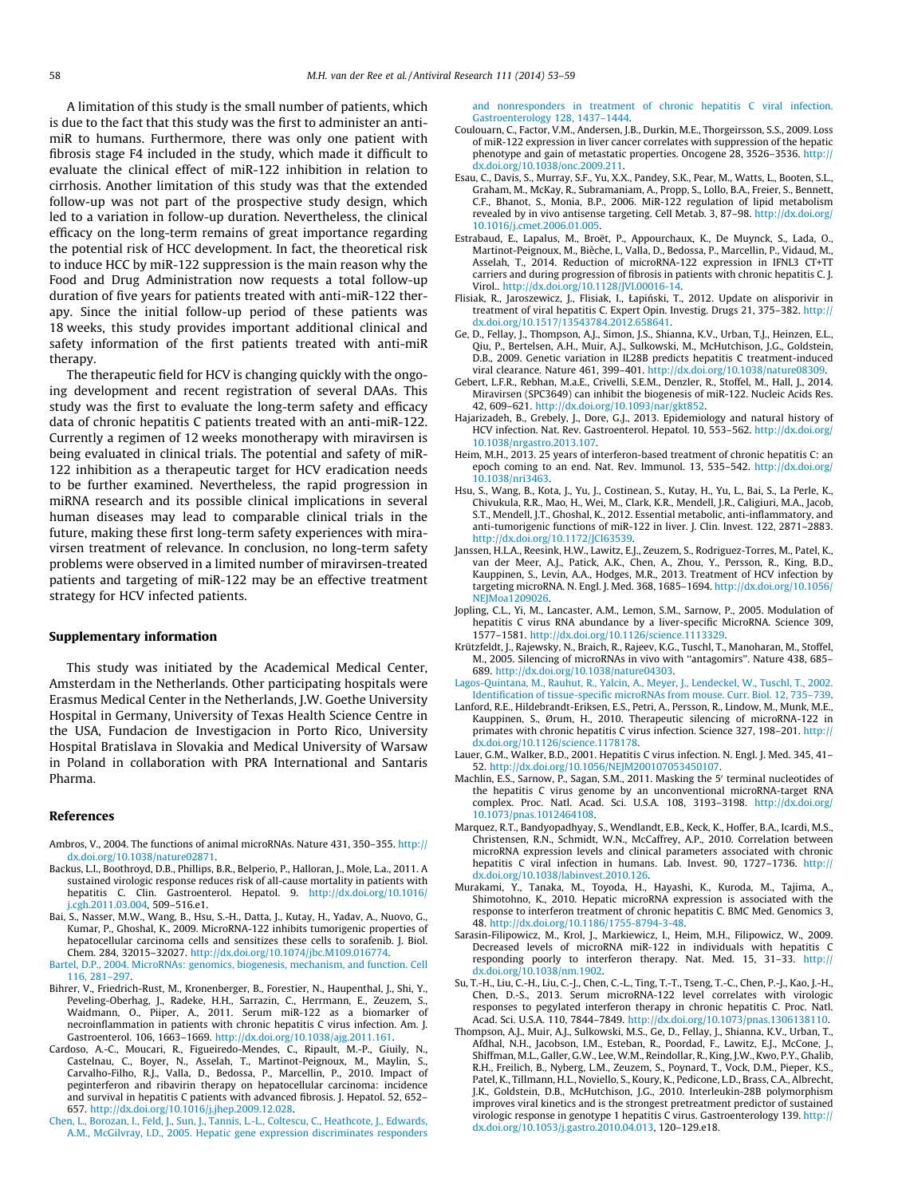A limitation of this study is the small number of patients, which is due to the fact that this study was the first to administer an anti-miR to humans. Furthermore, there was only one patient with fibrosis stage F4 included in the study, which made it difficult to evaluate the clinical effect of miR-122 inhibition in relation to cirrhosis. Another limitation of this study was that the extended follow-up was not part of the prospective study design, which led to a variation in follow-up duration. Nevertheless, the clinical efficacy on the long-term remains of great importance regarding the potential risk of HCC development. In fact, the theoretical risk to induce HCC by miR-122 suppression is the main reason why the Food and Drug Administration now requests a total follow-up duration of five years for patients treated with anti-miR-122 therapy. Since the initial follow-up period of these patients was 18 weeks, this study provides important additional clinical and safety information of the first patients treated with anti-miR therapy.

The therapeutic field for HCV is changing quickly with the ongoing development and recent registration of several DAAs. This study was the first to evaluate the long-term safety and efficacy data of chronic hepatitis C patients treated with an anti-miR-122. Currently a regimen of 12 weeks monotherapy with miravirsen is being evaluated in clinical trials. The potential and safety of miR-122 inhibition as a therapeutic target for HCV eradication needs to be further examined. Nevertheless, the rapid progression in miRNA research and its possible clinical implications in several human diseases may lead to comparable clinical trials in the future, making these first long-term safety experiences with miravirsen treatment of relevance. In conclusion, no long-term safety problems were observed in a limited number of miravirsen-treated patients and targeting of miR-122 may be an effective treatment strategy for HCV infected patients.

## Supplementary information

This study was initiated by the Academical Medical Center, Amsterdam in the Netherlands. Other participating hospitals were Erasmus Medical Center in the Netherlands, J.W. Goethe University Hospital in Germany, University of Texas Health Science Centre in the USA, Fundacion de Investigacion in Porto Rico, University Hospital Bratislava in Slovakia and Medical University of Warsaw in Poland in collaboration with PRA International and Santaris Pharma.

## References

Ambros, V., 2004. The functions of animal microRNAs. Nature 431, 350–355. http://dx.doi.org/10.1038/nature02871.

Backus, L.I., Boothroyd, D.B., Phillips, B.R., Belperio, P., Halloran, J., Mole, L.a., 2011. A sustained virologic response reduces risk of all-cause mortality in patients with hepatitis C. Clin. Gastroenterol. Hepatol. 9. http://dx.doi.org/10.1016/j.cgh.2011.03.004, 509–516.e1.

Bai, S., Nasser, M.W., Wang, B., Hsu, S.-H., Datta, J., Kutay, H., Yadav, A., Nuovo, G., Kumar, P., Ghoshal, K., 2009. MicroRNA-122 inhibits tumorigenic properties of hepatocellular carcinoma cells and sensitizes these cells to sorafenib. J. Biol. Chem. 284, 32015–32027. http://dx.doi.org/10.1074/jbc.M109.016774.

Bartel, D.P., 2004. MicroRNAs: genomics, biogenesis, mechanism, and function. Cell 116, 281–297.

Bihrer, V., Friedrich-Rust, M., Kronenberger, B., Forestier, N., Haupenthal, J., Shi, Y., Peveling-Oberhag, J., Radeke, H.H., Sarrazin, C., Herrmann, E., Zeuzem, S., Waidmann, O., Piiper, A., 2011. Serum miR-122 as a biomarker of necroinflammation in patients with chronic hepatitis C virus infection. Am. J. Gastroenterol. 106, 1663–1669. http://dx.doi.org/10.1038/ajg.2011.161.

Cardoso, A.-C., Moucari, R., Figueiredo-Mendes, C., Ripault, M.-P., Giuily, N., Castelnau, C., Boyer, N., Asselah, T., Martinot-Peignoux, M., Maylin, S., Carvalho-Filho, R.J., Valla, D., Bedossa, P., Marcellin, P., 2010. Impact of peginterferon and ribavirin therapy on hepatocellular carcinoma: incidence and survival in hepatitis C patients with advanced fibrosis. J. Hepatol. 52, 652–657. http://dx.doi.org/10.1016/j.jhep.2009.12.028.

Chen, L., Borozan, I., Feld, J., Sun, J., Tannis, L.-L., Coltescu, C., Heathcote, J., Edwards, A.M., McGilvray, I.D., 2005. Hepatic gene expression discriminates responders and nonresponders in treatment of chronic hepatitis C viral infection. Gastroenterology 128, 1437–1444.

Coulouarn, C., Factor, V.M., Andersen, J.B., Durkin, M.E., Thorgeirsson, S.S., 2009. Loss of miR-122 expression in liver cancer correlates with suppression of the hepatic phenotype and gain of metastatic properties. Oncogene 28, 3526–3536. http://dx.doi.org/10.1038/onc.2009.211.

Esau, C., Davis, S., Murray, S.F., Yu, X.X., Pandey, S.K., Pear, M., Watts, L., Booten, S.L., Graham, M., McKay, R., Subramaniam, A., Propp, S., Lollo, B.A., Freier, S., Bennett, C.F., Bhanot, S., Monia, B.P., 2006. MiR-122 regulation of lipid metabolism revealed by in vivo antisense targeting. Cell Metab. 3, 87–98. http://dx.doi.org/10.1016/j.cmet.2006.01.005.

Estrabaud, E., Lapalus, M., Broët, P., Appourchaux, K., De Muynck, S., Lada, O., Martinot-Peignoux, M., Bièche, I., Valla, D., Bedossa, P., Marcellin, P., Vidaud, M., Asselah, T., 2014. Reduction of microRNA-122 expression in IFNL3 CT+TT carriers and during progression of fibrosis in patients with chronic hepatitis C. J. Virol.. http://dx.doi.org/10.1128/JVI.00016-14.

Flisiak, R., Jaroszewicz, J., Flisiak, I., Łapiński, T., 2012. Update on alisporivir in treatment of viral hepatitis C. Expert Opin. Investig. Drugs 21, 375–382. http://dx.doi.org/10.1517/13543784.2012.658641.

Ge, D., Fellay, J., Thompson, A.J., Simon, J.S., Shianna, K.V., Urban, T.J., Heinzen, E.L., Qiu, P., Bertelsen, A.H., Muir, A.J., Sulkowski, M., McHutchison, J.G., Goldstein, D.B., 2009. Genetic variation in IL28B predicts hepatitis C treatment-induced viral clearance. Nature 461, 399–401. http://dx.doi.org/10.1038/nature08309.

Gebert, L.F.R., Rebhan, M.a.E., Crivelli, S.E.M., Denzler, R., Stoffel, M., Hall, J., 2014. Miravirsen (SPC3649) can inhibit the biogenesis of miR-122. Nucleic Acids Res. 42, 609–621. http://dx.doi.org/10.1093/nar/gkt852.

Hajarizadeh, B., Grebely, J., Dore, G.J., 2013. Epidemiology and natural history of HCV infection. Nat. Rev. Gastroenterol. Hepatol. 10, 553–562. http://dx.doi.org/10.1038/nrgastro.2013.107.

Heim, M.H., 2013. 25 years of interferon-based treatment of chronic hepatitis C: an epoch coming to an end. Nat. Rev. Immunol. 13, 535–542. http://dx.doi.org/10.1038/nri3463.

Hsu, S., Wang, B., Kota, J., Yu, J., Costinean, S., Kutay, H., Yu, L., Bai, S., La Perle, K., Chivukula, R.R., Mao, H., Wei, M., Clark, K.R., Mendell, J.R., Caligiuri, M.A., Jacob, S.T., Mendell, J.T., Ghoshal, K., 2012. Essential metabolic, anti-inflammatory, and anti-tumorigenic functions of miR-122 in liver. J. Clin. Invest. 122, 2871–2883. http://dx.doi.org/10.1172/JCI63539.

Janssen, H.L.A., Reesink, H.W., Lawitz, E.J., Zeuzem, S., Rodriguez-Torres, M., Patel, K., van der Meer, A.J., Patick, A.K., Chen, A., Zhou, Y., Persson, R., King, B.D., Kauppinen, S., Levin, A.A., Hodges, M.R., 2013. Treatment of HCV infection by targeting microRNA. N. Engl. J. Med. 368, 1685–1694. http://dx.doi.org/10.1056/NEJMoa1209026.

Jopling, C.L., Yi, M., Lancaster, A.M., Lemon, S.M., Sarnow, P., 2005. Modulation of hepatitis C virus RNA abundance by a liver-specific MicroRNA. Science 309, 1577–1581. http://dx.doi.org/10.1126/science.1113329.

Krützfeldt, J., Rajewsky, N., Braich, R., Rajeev, K.G., Tuschl, T., Manoharan, M., Stoffel, M., 2005. Silencing of microRNAs in vivo with "antagomirs". Nature 438, 685–689. http://dx.doi.org/10.1038/nature04303.

Lagos-Quintana, M., Rauhut, R., Yalcin, A., Meyer, J., Lendeckel, W., Tuschl, T., 2002. Identification of tissue-specific microRNAs from mouse. Curr. Biol. 12, 735–739.

Lanford, R.E., Hildebrandt-Eriksen, E.S., Petri, A., Persson, R., Lindow, M., Munk, M.E., Kauppinen, S., Ørum, H., 2010. Therapeutic silencing of microRNA-122 in primates with chronic hepatitis C virus infection. Science 327, 198–201. http://dx.doi.org/10.1126/science.1178178.

Lauer, G.M., Walker, B.D., 2001. Hepatitis C virus infection. N. Engl. J. Med. 345, 41–52. http://dx.doi.org/10.1056/NEJM200107053450107.

Machlin, E.S., Sarnow, P., Sagan, S.M., 2011. Masking the 5′ terminal nucleotides of the hepatitis C virus genome by an unconventional microRNA-target RNA complex. Proc. Natl. Acad. Sci. U.S.A. 108, 3193–3198. http://dx.doi.org/10.1073/pnas.1012464108.

Marquez, R.T., Bandyopadhyay, S., Wendlandt, E.B., Keck, K., Hoffer, B.A., Icardi, M.S., Christensen, R.N., Schmidt, W.N., McCaffrey, A.P., 2010. Correlation between microRNA expression levels and clinical parameters associated with chronic hepatitis C viral infection in humans. Lab. Invest. 90, 1727–1736. http://dx.doi.org/10.1038/labinvest.2010.126.

Murakami, Y., Tanaka, M., Toyoda, H., Hayashi, K., Kuroda, M., Tajima, A., Shimotohno, K., 2010. Hepatic microRNA expression is associated with the response to interferon treatment of chronic hepatitis C. BMC Med. Genomics 3, 48. http://dx.doi.org/10.1186/1755-8794-3-48.

Sarasin-Filipowicz, M., Krol, J., Markiewicz, I., Heim, M.H., Filipowicz, W., 2009. Decreased levels of microRNA miR-122 in individuals with hepatitis C responding poorly to interferon therapy. Nat. Med. 15, 31–33. http://dx.doi.org/10.1038/nm.1902.

Su, T.-H., Liu, C.-H., Liu, C.-J., Chen, C.-L., Ting, T.-T., Tseng, T.-C., Chen, P.-J., Kao, J.-H., Chen, D.-S., 2013. Serum microRNA-122 level correlates with virologic responses to pegylated interferon therapy in chronic hepatitis C. Proc. Natl. Acad. Sci. U.S.A. 110, 7844–7849. http://dx.doi.org/10.1073/pnas.1306138110.

Thompson, A.J., Muir, A.J., Sulkowski, M.S., Ge, D., Fellay, J., Shianna, K.V., Urban, T., Afdhal, N.H., Jacobson, I.M., Esteban, R., Poordad, F., Lawitz, E.J., McCone, J., Shiffman, M.L., Galler, G.W., Lee, W.M., Reindollar, R., King, J.W., Kwo, P.Y., Ghalib, R.H., Freilich, B., Nyberg, L.M., Zeuzem, S., Poynard, T., Vock, D.M., Pieper, K.S., Patel, K., Tillmann, H.L., Noviello, S., Koury, K., Pedicone, L.D., Brass, C.A., Albrecht, J.K., Goldstein, D.B., McHutchison, J.G., 2010. Interleukin-28B polymorphism improves viral kinetics and is the strongest pretreatment predictor of sustained virologic response in genotype 1 hepatitis C virus. Gastroenterology 139. http://dx.doi.org/10.1053/j.gastro.2010.04.013, 120–129.e18.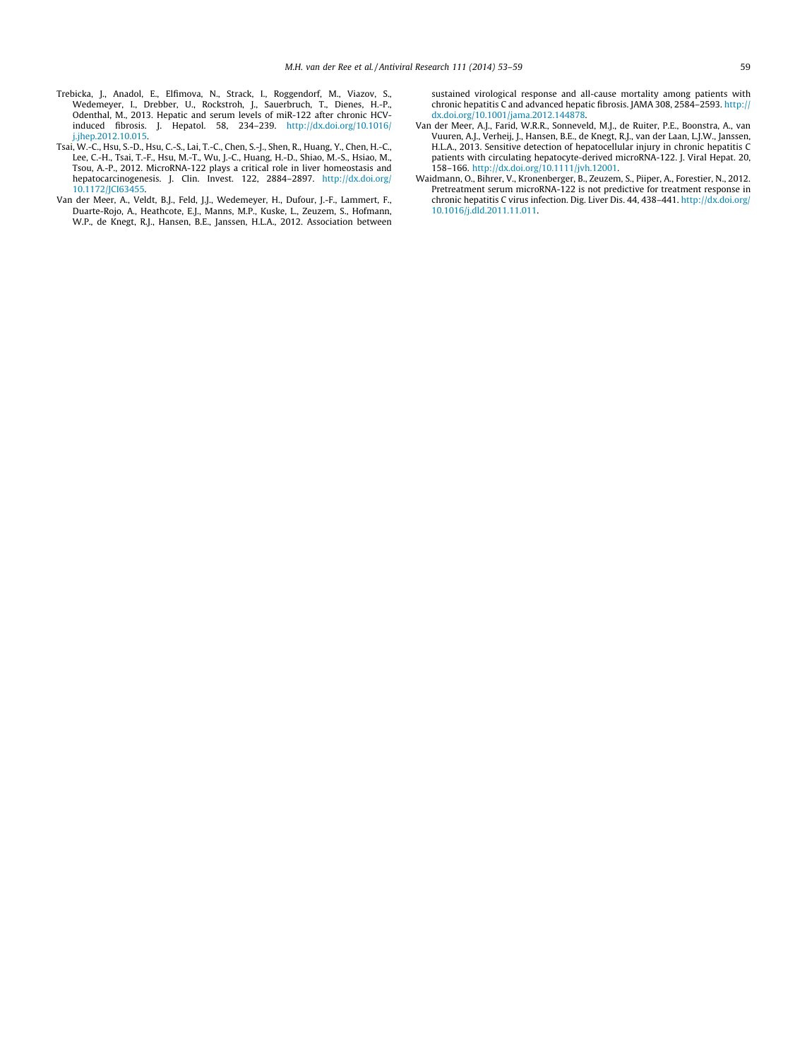Trebicka, J., Anadol, E., Elfimova, N., Strack, I., Roggendorf, M., Viazov, S., Wedemeyer, I., Drebber, U., Rockstroh, J., Sauerbruch, T., Dienes, H.-P., Odenthal, M., 2013. Hepatic and serum levels of miR-122 after chronic HCV-induced fibrosis. J. Hepatol. 58, 234–239. http://dx.doi.org/10.1016/j.jhep.2012.10.015.

Tsai, W.-C., Hsu, S.-D., Hsu, C.-S., Lai, T.-C., Chen, S.-J., Shen, R., Huang, Y., Chen, H.-C., Lee, C.-H., Tsai, T.-F., Hsu, M.-T., Wu, J.-C., Huang, H.-D., Shiao, M.-S., Hsiao, M., Tsou, A.-P., 2012. MicroRNA-122 plays a critical role in liver homeostasis and hepatocarcinogenesis. J. Clin. Invest. 122, 2884–2897. http://dx.doi.org/10.1172/JCI63455.

Van der Meer, A., Veldt, B.J., Feld, J.J., Wedemeyer, H., Dufour, J.-F., Lammert, F., Duarte-Rojo, A., Heathcote, E.J., Manns, M.P., Kuske, L., Zeuzem, S., Hofmann, W.P., de Knegt, R.J., Hansen, B.E., Janssen, H.L.A., 2012. Association between sustained virological response and all-cause mortality among patients with chronic hepatitis C and advanced hepatic fibrosis. JAMA 308, 2584–2593. http://dx.doi.org/10.1001/jama.2012.144878.

Van der Meer, A.J., Farid, W.R.R., Sonneveld, M.J., de Ruiter, P.E., Boonstra, A., van Vuuren, A.J., Verheij, J., Hansen, B.E., de Knegt, R.J., van der Laan, L.J.W., Janssen, H.L.A., 2013. Sensitive detection of hepatocellular injury in chronic hepatitis C patients with circulating hepatocyte-derived microRNA-122. J. Viral Hepat. 20, 158–166. http://dx.doi.org/10.1111/jvh.12001.

Waidmann, O., Bihrer, V., Kronenberger, B., Zeuzem, S., Piiper, A., Forestier, N., 2012. Pretreatment serum microRNA-122 is not predictive for treatment response in chronic hepatitis C virus infection. Dig. Liver Dis. 44, 438–441. http://dx.doi.org/10.1016/j.dld.2011.11.011.